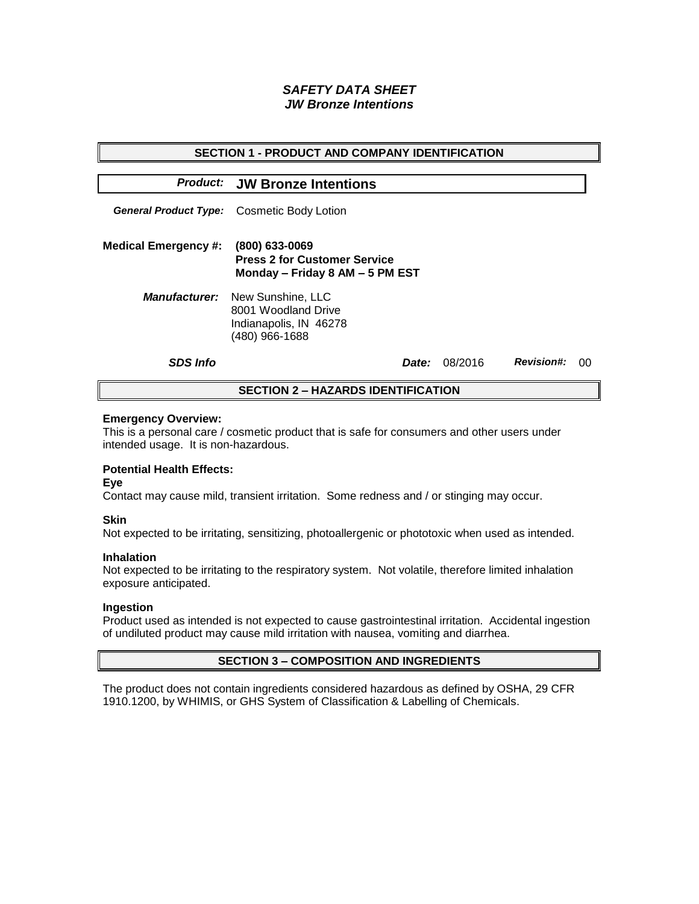# *SAFETY DATA SHEET*
## *JW Bronze Intentions*

## SECTION 1 - PRODUCT AND COMPANY IDENTIFICATION

***Product:*** **JW Bronze Intentions**

***General Product Type:*** Cosmetic Body Lotion

**Medical Emergency #:** **(800) 633-0069**
**Press 2 for Customer Service**
**Monday – Friday 8 AM – 5 PM EST**

***Manufacturer:*** New Sunshine, LLC
8001 Woodland Drive
Indianapolis, IN 46278
(480) 966-1688

***SDS Info*** ***Date:*** 08/2016 ***Revision#:*** 00

## SECTION 2 – HAZARDS IDENTIFICATION

**Emergency Overview:**
This is a personal care / cosmetic product that is safe for consumers and other users under intended usage. It is non-hazardous.

**Potential Health Effects:**

**Eye**
Contact may cause mild, transient irritation. Some redness and / or stinging may occur.

**Skin**
Not expected to be irritating, sensitizing, photoallergenic or phototoxic when used as intended.

**Inhalation**
Not expected to be irritating to the respiratory system. Not volatile, therefore limited inhalation exposure anticipated.

**Ingestion**
Product used as intended is not expected to cause gastrointestinal irritation. Accidental ingestion of undiluted product may cause mild irritation with nausea, vomiting and diarrhea.

## SECTION 3 – COMPOSITION AND INGREDIENTS

The product does not contain ingredients considered hazardous as defined by OSHA, 29 CFR 1910.1200, by WHIMIS, or GHS System of Classification & Labelling of Chemicals.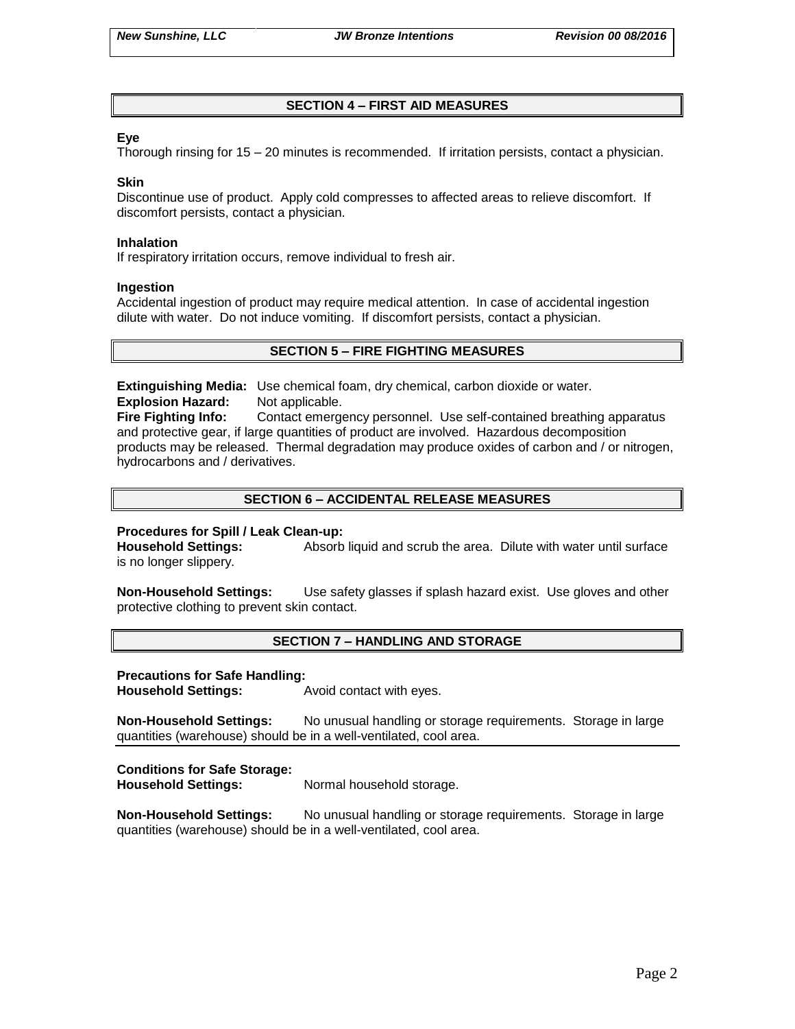## SECTION 4 – FIRST AID MEASURES

**Eye**
Thorough rinsing for 15 – 20 minutes is recommended. If irritation persists, contact a physician.

**Skin**
Discontinue use of product. Apply cold compresses to affected areas to relieve discomfort. If discomfort persists, contact a physician.

**Inhalation**
If respiratory irritation occurs, remove individual to fresh air.

**Ingestion**
Accidental ingestion of product may require medical attention. In case of accidental ingestion dilute with water. Do not induce vomiting. If discomfort persists, contact a physician.

## SECTION 5 – FIRE FIGHTING MEASURES

**Extinguishing Media:** Use chemical foam, dry chemical, carbon dioxide or water.
**Explosion Hazard:** Not applicable.
**Fire Fighting Info:** Contact emergency personnel. Use self-contained breathing apparatus and protective gear, if large quantities of product are involved. Hazardous decomposition products may be released. Thermal degradation may produce oxides of carbon and / or nitrogen, hydrocarbons and / derivatives.

## SECTION 6 – ACCIDENTAL RELEASE MEASURES

**Procedures for Spill / Leak Clean-up:**
**Household Settings:** Absorb liquid and scrub the area. Dilute with water until surface is no longer slippery.

**Non-Household Settings:** Use safety glasses if splash hazard exist. Use gloves and other protective clothing to prevent skin contact.

## SECTION 7 – HANDLING AND STORAGE

**Precautions for Safe Handling:**
**Household Settings:** Avoid contact with eyes.

**Non-Household Settings:** No unusual handling or storage requirements. Storage in large quantities (warehouse) should be in a well-ventilated, cool area.

**Conditions for Safe Storage:**
**Household Settings:** Normal household storage.

**Non-Household Settings:** No unusual handling or storage requirements. Storage in large quantities (warehouse) should be in a well-ventilated, cool area.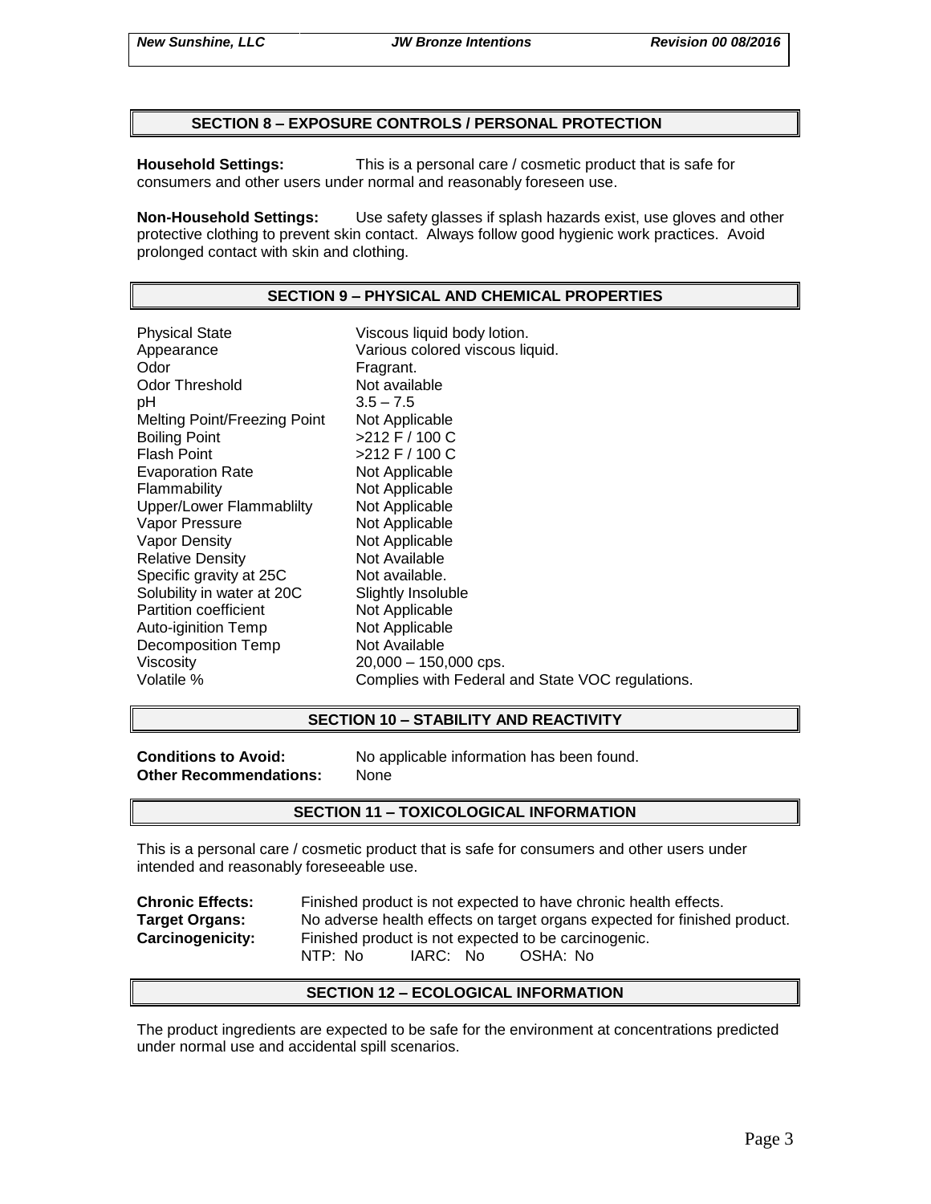## SECTION 8 – EXPOSURE CONTROLS / PERSONAL PROTECTION

**Household Settings:** This is a personal care / cosmetic product that is safe for consumers and other users under normal and reasonably foreseen use.

**Non-Household Settings:** Use safety glasses if splash hazards exist, use gloves and other protective clothing to prevent skin contact. Always follow good hygienic work practices. Avoid prolonged contact with skin and clothing.

## SECTION 9 – PHYSICAL AND CHEMICAL PROPERTIES

| | |
|---|---|
| Physical State | Viscous liquid body lotion. |
| Appearance | Various colored viscous liquid. |
| Odor | Fragrant. |
| Odor Threshold | Not available |
| pH | 3.5 – 7.5 |
| Melting Point/Freezing Point | Not Applicable |
| Boiling Point | >212 F / 100 C |
| Flash Point | >212 F / 100 C |
| Evaporation Rate | Not Applicable |
| Flammability | Not Applicable |
| Upper/Lower Flammablilty | Not Applicable |
| Vapor Pressure | Not Applicable |
| Vapor Density | Not Applicable |
| Relative Density | Not Available |
| Specific gravity at 25C | Not available. |
| Solubility in water at 20C | Slightly Insoluble |
| Partition coefficient | Not Applicable |
| Auto-iginition Temp | Not Applicable |
| Decomposition Temp | Not Available |
| Viscosity | 20,000 – 150,000 cps. |
| Volatile % | Complies with Federal and State VOC regulations. |

## SECTION 10 – STABILITY AND REACTIVITY

**Conditions to Avoid:** No applicable information has been found.
**Other Recommendations:** None

## SECTION 11 – TOXICOLOGICAL INFORMATION

This is a personal care / cosmetic product that is safe for consumers and other users under intended and reasonably foreseeable use.

**Chronic Effects:** Finished product is not expected to have chronic health effects.
**Target Organs:** No adverse health effects on target organs expected for finished product.
**Carcinogenicity:** Finished product is not expected to be carcinogenic.
NTP: No IARC: No OSHA: No

## SECTION 12 – ECOLOGICAL INFORMATION

The product ingredients are expected to be safe for the environment at concentrations predicted under normal use and accidental spill scenarios.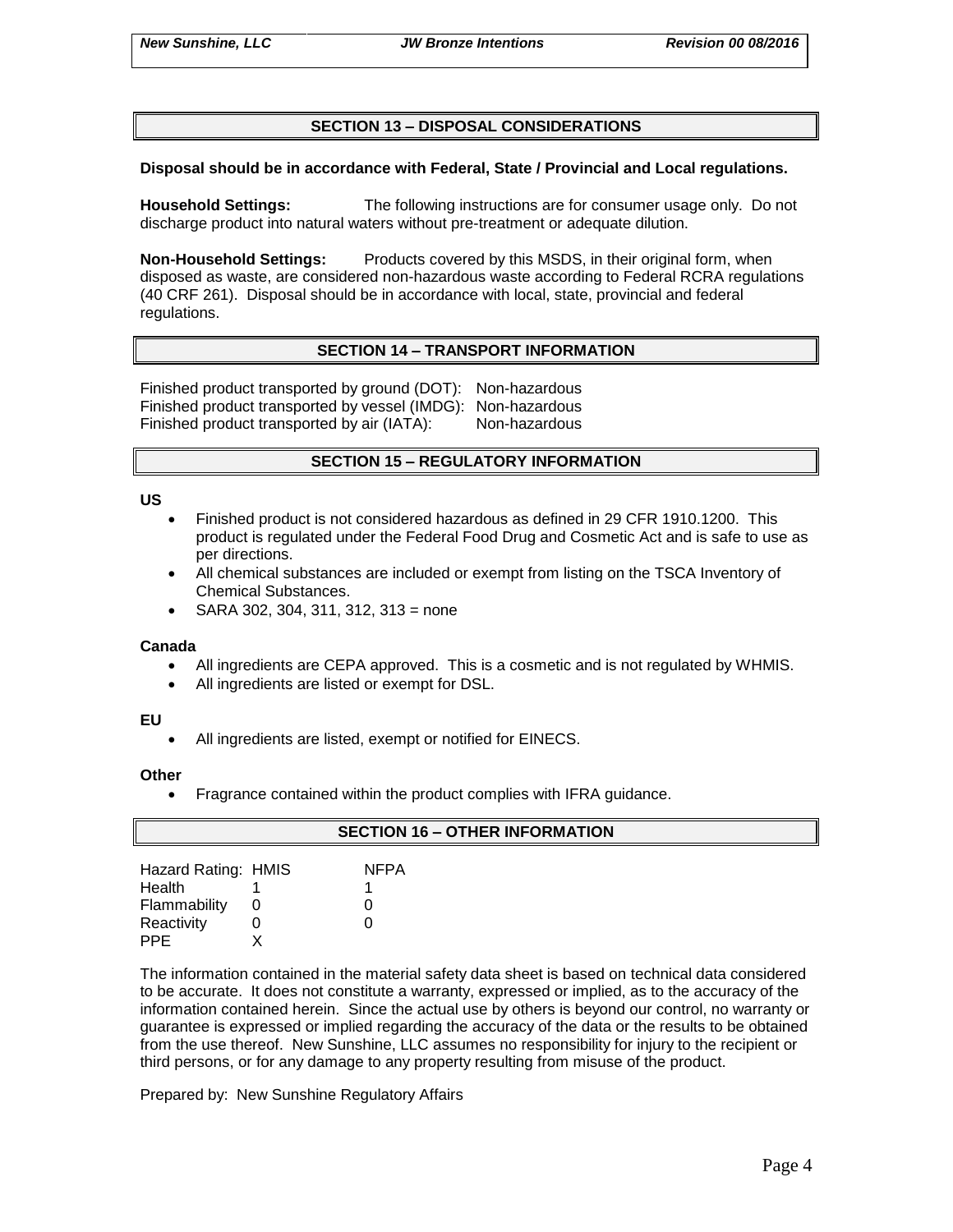## SECTION 13 – DISPOSAL CONSIDERATIONS

**Disposal should be in accordance with Federal, State / Provincial and Local regulations.**

**Household Settings:** The following instructions are for consumer usage only. Do not discharge product into natural waters without pre-treatment or adequate dilution.

**Non-Household Settings:** Products covered by this MSDS, in their original form, when disposed as waste, are considered non-hazardous waste according to Federal RCRA regulations (40 CRF 261). Disposal should be in accordance with local, state, provincial and federal regulations.

## SECTION 14 – TRANSPORT INFORMATION

| | |
|---|---|
| Finished product transported by ground (DOT): | Non-hazardous |
| Finished product transported by vessel (IMDG): | Non-hazardous |
| Finished product transported by air (IATA): | Non-hazardous |

## SECTION 15 – REGULATORY INFORMATION

**US**

- Finished product is not considered hazardous as defined in 29 CFR 1910.1200. This product is regulated under the Federal Food Drug and Cosmetic Act and is safe to use as per directions.
- All chemical substances are included or exempt from listing on the TSCA Inventory of Chemical Substances.
- SARA 302, 304, 311, 312, 313 = none

**Canada**

- All ingredients are CEPA approved. This is a cosmetic and is not regulated by WHMIS.
- All ingredients are listed or exempt for DSL.

**EU**

- All ingredients are listed, exempt or notified for EINECS.

**Other**

- Fragrance contained within the product complies with IFRA guidance.

## SECTION 16 – OTHER INFORMATION

| Hazard Rating: | HMIS | NFPA |
|---|---|---|
| Health | 1 | 1 |
| Flammability | 0 | 0 |
| Reactivity | 0 | 0 |
| PPE | X | |

The information contained in the material safety data sheet is based on technical data considered to be accurate. It does not constitute a warranty, expressed or implied, as to the accuracy of the information contained herein. Since the actual use by others is beyond our control, no warranty or guarantee is expressed or implied regarding the accuracy of the data or the results to be obtained from the use thereof. New Sunshine, LLC assumes no responsibility for injury to the recipient or third persons, or for any damage to any property resulting from misuse of the product.

Prepared by: New Sunshine Regulatory Affairs